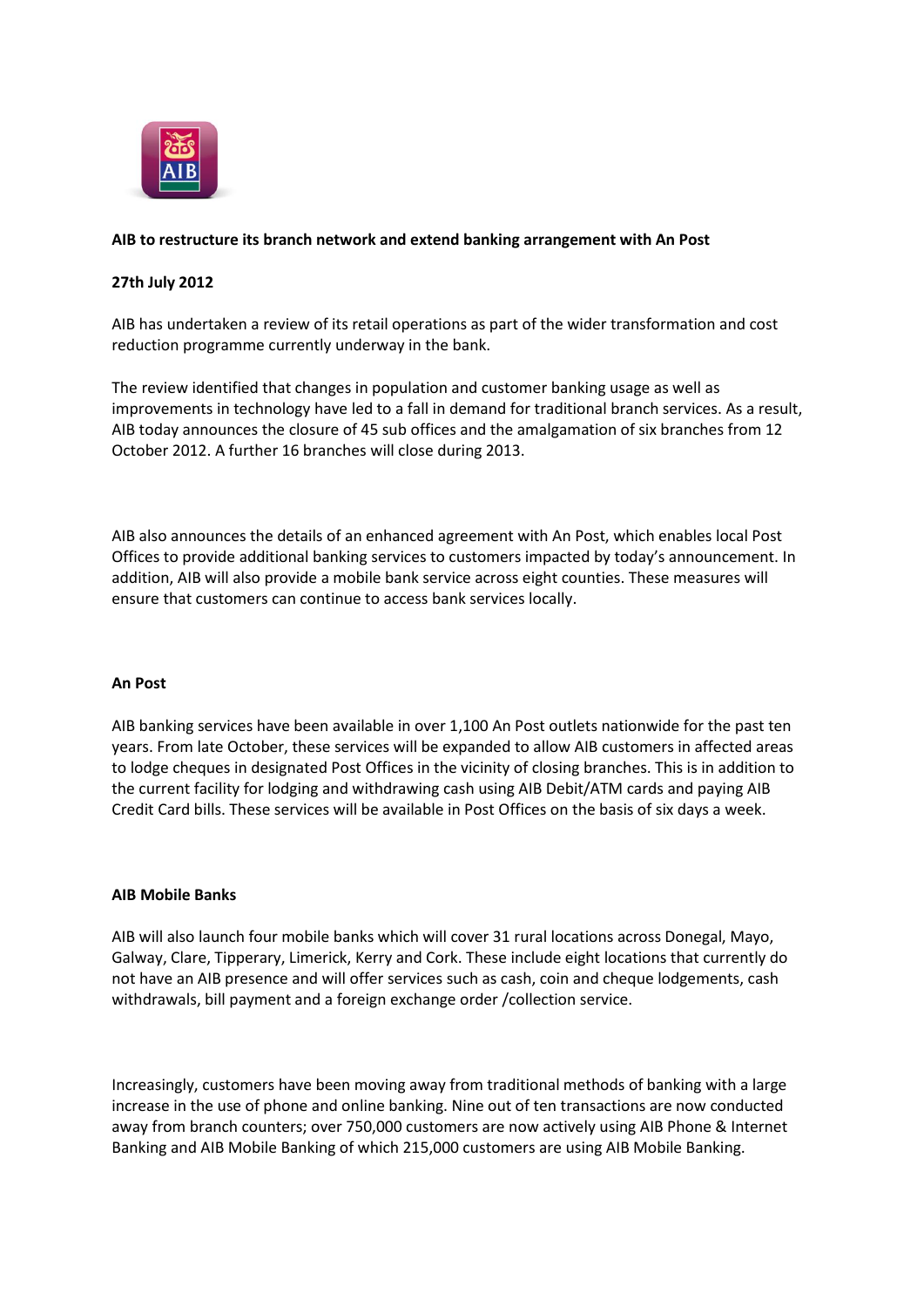**AIB to restructure its branch network and extend banking arrangement with An Post**

**27th July 2012**

AIB has undertaken a review of its retail operations as part of the wider transformation and cost reduction programme currently underway in the bank.

The review identified that changes in population and customer banking usage as well as improvements in technology have led to a fall in demand for traditional branch services. As a result, AIB today announces the closure of 45 sub offices and the amalgamation of six branches from 12 October 2012. A further 16 branches will close during 2013.

AIB also announces the details of an enhanced agreement with An Post, which enables local Post Offices to provide additional banking services to customers impacted by today's announcement. In addition, AIB will also provide a mobile bank service across eight counties. These measures will ensure that customers can continue to access bank services locally.

**An Post**

AIB banking services have been available in over 1,100 An Post outlets nationwide for the past ten years. From late October, these services will be expanded to allow AIB customers in affected areas to lodge cheques in designated Post Offices in the vicinity of closing branches. This is in addition to the current facility for lodging and withdrawing cash using AIB Debit/ATM cards and paying AIB Credit Card bills. These services will be available in Post Offices on the basis of six days a week.

**AIB Mobile Banks**

AIB will also launch four mobile banks which will cover 31 rural locations across Donegal, Mayo, Galway, Clare, Tipperary, Limerick, Kerry and Cork. These include eight locations that currently do not have an AIB presence and will offer services such as cash, coin and cheque lodgements, cash withdrawals, bill payment and a foreign exchange order /collection service.

Increasingly, customers have been moving away from traditional methods of banking with a large increase in the use of phone and online banking. Nine out of ten transactions are now conducted away from branch counters; over 750,000 customers are now actively using AIB Phone & Internet Banking and AIB Mobile Banking of which 215,000 customers are using AIB Mobile Banking.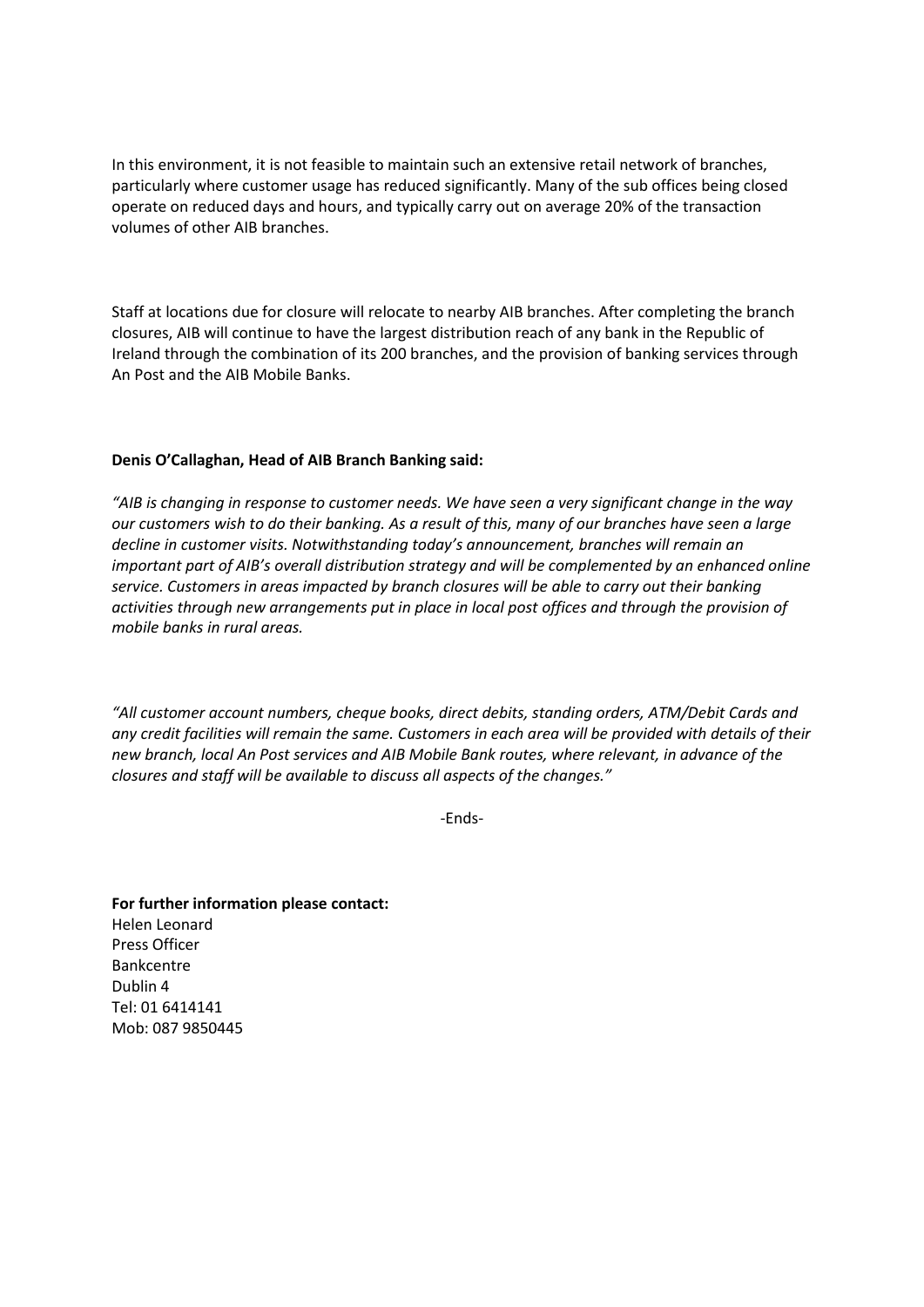In this environment, it is not feasible to maintain such an extensive retail network of branches, particularly where customer usage has reduced significantly. Many of the sub offices being closed operate on reduced days and hours, and typically carry out on average 20% of the transaction volumes of other AIB branches.

Staff at locations due for closure will relocate to nearby AIB branches. After completing the branch closures, AIB will continue to have the largest distribution reach of any bank in the Republic of Ireland through the combination of its 200 branches, and the provision of banking services through An Post and the AIB Mobile Banks.

**Denis O'Callaghan, Head of AIB Branch Banking said:**

*"AIB is changing in response to customer needs. We have seen a very significant change in the way our customers wish to do their banking. As a result of this, many of our branches have seen a large decline in customer visits. Notwithstanding today's announcement, branches will remain an important part of AIB's overall distribution strategy and will be complemented by an enhanced online service. Customers in areas impacted by branch closures will be able to carry out their banking activities through new arrangements put in place in local post offices and through the provision of mobile banks in rural areas.*

*"All customer account numbers, cheque books, direct debits, standing orders, ATM/Debit Cards and any credit facilities will remain the same. Customers in each area will be provided with details of their new branch, local An Post services and AIB Mobile Bank routes, where relevant, in advance of the closures and staff will be available to discuss all aspects of the changes."*

-Ends-

**For further information please contact:**
Helen Leonard
Press Officer
Bankcentre
Dublin 4
Tel: 01 6414141
Mob: 087 9850445